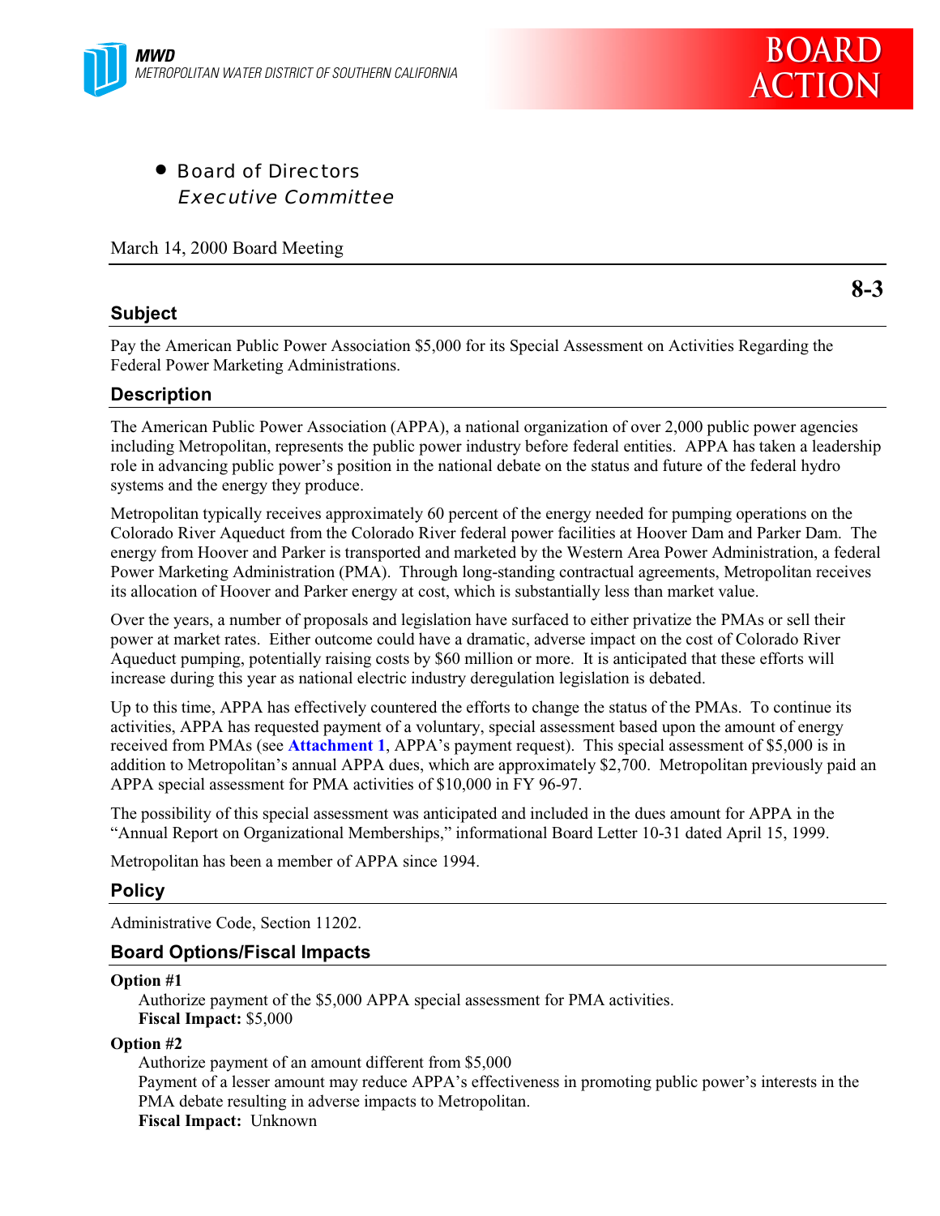**MWD**
*METROPOLITAN WATER DISTRICT OF SOUTHERN CALIFORNIA*

**BOARD ACTION**

- Board of Directors
  *Executive Committee*

March 14, 2000 Board Meeting

**8-3**

## Subject

Pay the American Public Power Association $5,000 for its Special Assessment on Activities Regarding the Federal Power Marketing Administrations.

## Description

The American Public Power Association (APPA), a national organization of over 2,000 public power agencies including Metropolitan, represents the public power industry before federal entities. APPA has taken a leadership role in advancing public power's position in the national debate on the status and future of the federal hydro systems and the energy they produce.

Metropolitan typically receives approximately 60 percent of the energy needed for pumping operations on the Colorado River Aqueduct from the Colorado River federal power facilities at Hoover Dam and Parker Dam. The energy from Hoover and Parker is transported and marketed by the Western Area Power Administration, a federal Power Marketing Administration (PMA). Through long-standing contractual agreements, Metropolitan receives its allocation of Hoover and Parker energy at cost, which is substantially less than market value.

Over the years, a number of proposals and legislation have surfaced to either privatize the PMAs or sell their power at market rates. Either outcome could have a dramatic, adverse impact on the cost of Colorado River Aqueduct pumping, potentially raising costs by $60 million or more. It is anticipated that these efforts will increase during this year as national electric industry deregulation legislation is debated.

Up to this time, APPA has effectively countered the efforts to change the status of the PMAs. To continue its activities, APPA has requested payment of a voluntary, special assessment based upon the amount of energy received from PMAs (see **Attachment 1**, APPA's payment request). This special assessment of $5,000 is in addition to Metropolitan's annual APPA dues, which are approximately $2,700. Metropolitan previously paid an APPA special assessment for PMA activities of $10,000 in FY 96-97.

The possibility of this special assessment was anticipated and included in the dues amount for APPA in the "Annual Report on Organizational Memberships," informational Board Letter 10-31 dated April 15, 1999.

Metropolitan has been a member of APPA since 1994.

## Policy

Administrative Code, Section 11202.

## Board Options/Fiscal Impacts

**Option #1**
Authorize payment of the $5,000 APPA special assessment for PMA activities.
**Fiscal Impact:** $5,000

**Option #2**
Authorize payment of an amount different from $5,000
Payment of a lesser amount may reduce APPA's effectiveness in promoting public power's interests in the PMA debate resulting in adverse impacts to Metropolitan.
**Fiscal Impact:** Unknown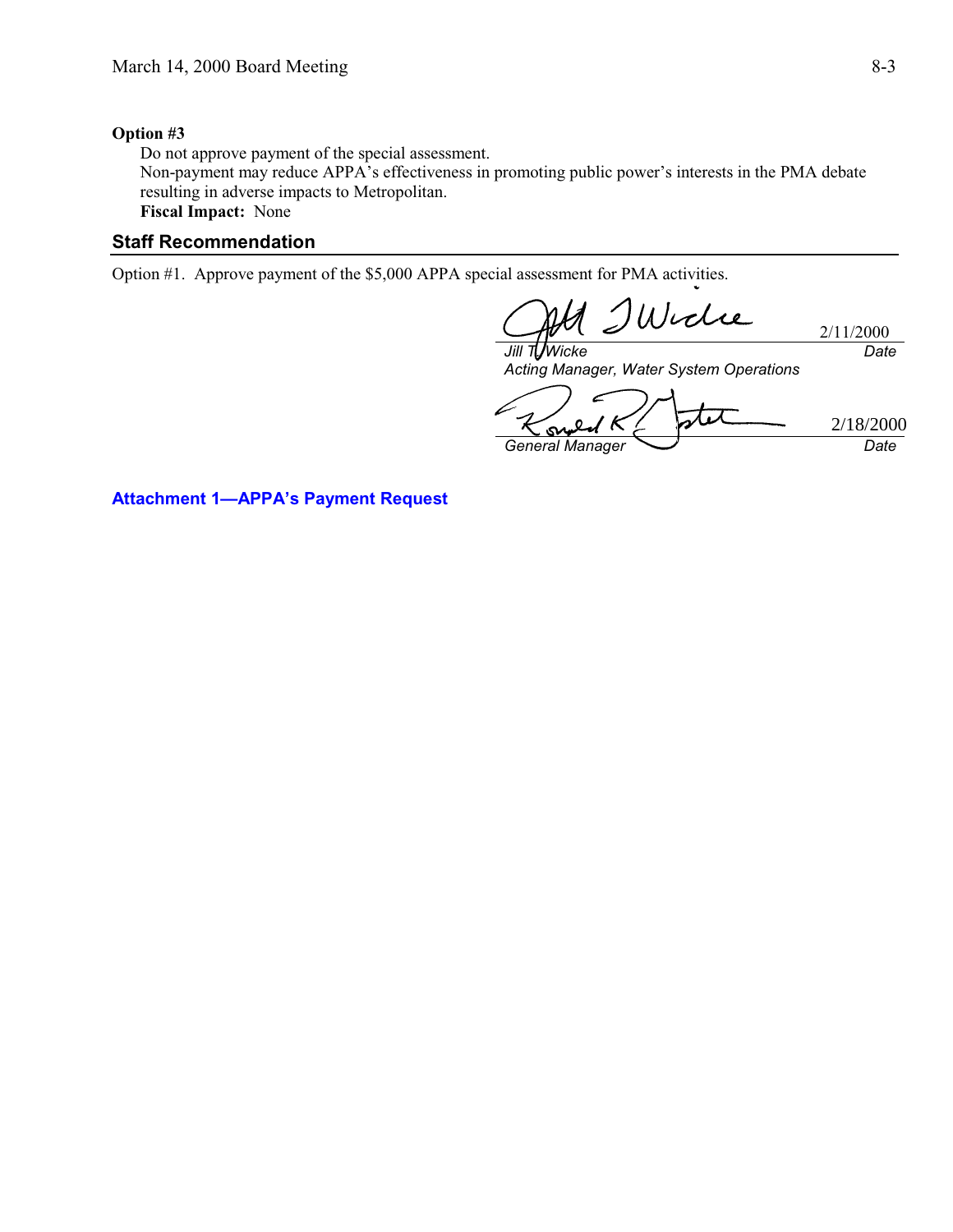**Option #3**

Do not approve payment of the special assessment.
Non-payment may reduce APPA's effectiveness in promoting public power's interests in the PMA debate resulting in adverse impacts to Metropolitan.
**Fiscal Impact:** None

## Staff Recommendation

Option #1. Approve payment of the $5,000 APPA special assessment for PMA activities.

| | |
|---|---|
| *Jill T. Wicke* | 2/11/2000 |
| *Acting Manager, Water System Operations* | *Date* |

| | |
|---|---|
| *General Manager* | 2/18/2000 |
| | *Date* |

**Attachment 1—APPA's Payment Request**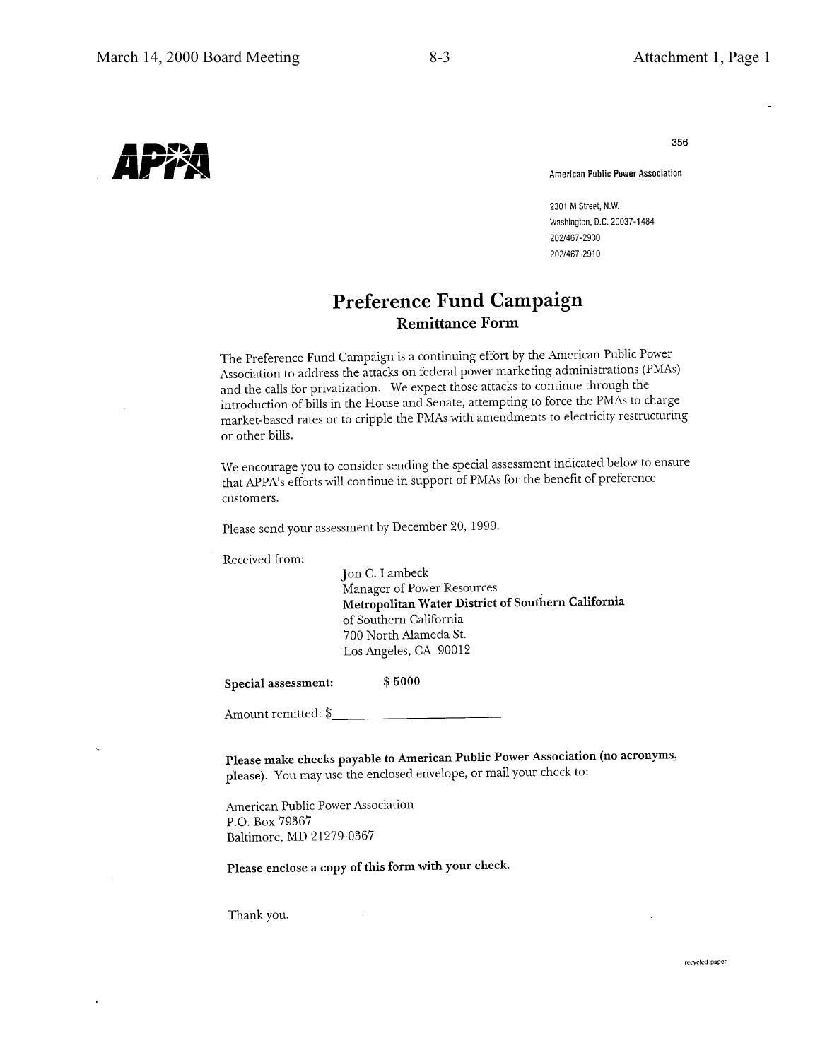APPA

356

American Public Power Association

2301 M Street, N.W.
Washington, D.C. 20037-1484
202/467-2900
202/467-2910

# Preference Fund Campaign

## Remittance Form

The Preference Fund Campaign is a continuing effort by the American Public Power Association to address the attacks on federal power marketing administrations (PMAs) and the calls for privatization. We expect those attacks to continue through the introduction of bills in the House and Senate, attempting to force the PMAs to charge market-based rates or to cripple the PMAs with amendments to electricity restructuring or other bills.

We encourage you to consider sending the special assessment indicated below to ensure that APPA's efforts will continue in support of PMAs for the benefit of preference customers.

Please send your assessment by December 20, 1999.

Received from:

Jon C. Lambeck
Manager of Power Resources
**Metropolitan Water District of Southern California**
of Southern California
700 North Alameda St.
Los Angeles, CA 90012

**Special assessment:** **$ 5000**

Amount remitted: $________________________

**Please make checks payable to American Public Power Association (no acronyms, please).** You may use the enclosed envelope, or mail your check to:

American Public Power Association
P.O. Box 79367
Baltimore, MD 21279-0367

**Please enclose a copy of this form with your check.**

Thank you.

recycled paper